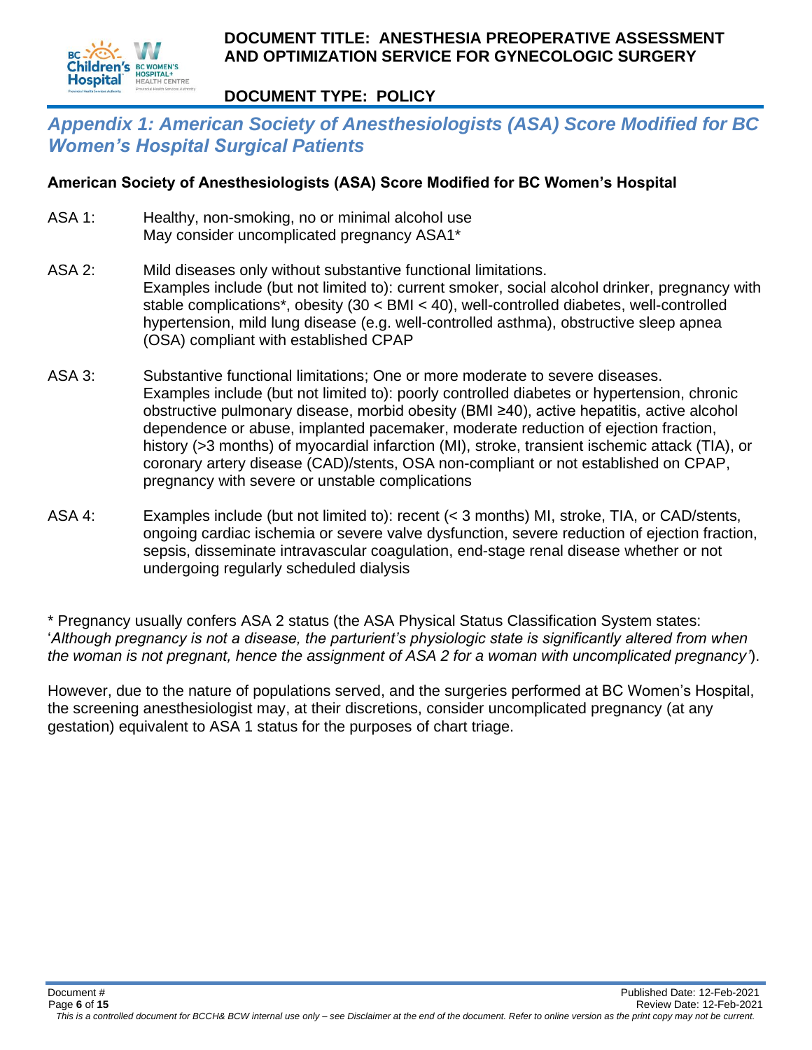## *Appendix 1: American Society of Anesthesiologists (ASA) Score Modified for BC Women's Hospital Surgical Patients*

**American Society of Anesthesiologists (ASA) Score Modified for BC Women's Hospital**

ASA 1: Healthy, non-smoking, no or minimal alcohol use
May consider uncomplicated pregnancy ASA1*

ASA 2: Mild diseases only without substantive functional limitations.
Examples include (but not limited to): current smoker, social alcohol drinker, pregnancy with stable complications*, obesity (30 < BMI < 40), well-controlled diabetes, well-controlled hypertension, mild lung disease (e.g. well-controlled asthma), obstructive sleep apnea (OSA) compliant with established CPAP

ASA 3: Substantive functional limitations; One or more moderate to severe diseases.
Examples include (but not limited to): poorly controlled diabetes or hypertension, chronic obstructive pulmonary disease, morbid obesity (BMI ≥40), active hepatitis, active alcohol dependence or abuse, implanted pacemaker, moderate reduction of ejection fraction, history (>3 months) of myocardial infarction (MI), stroke, transient ischemic attack (TIA), or coronary artery disease (CAD)/stents, OSA non-compliant or not established on CPAP, pregnancy with severe or unstable complications

ASA 4: Examples include (but not limited to): recent (< 3 months) MI, stroke, TIA, or CAD/stents, ongoing cardiac ischemia or severe valve dysfunction, severe reduction of ejection fraction, sepsis, disseminate intravascular coagulation, end-stage renal disease whether or not undergoing regularly scheduled dialysis

* Pregnancy usually confers ASA 2 status (the ASA Physical Status Classification System states: '*Although pregnancy is not a disease, the parturient's physiologic state is significantly altered from when the woman is not pregnant, hence the assignment of ASA 2 for a woman with uncomplicated pregnancy'*).

However, due to the nature of populations served, and the surgeries performed at BC Women's Hospital, the screening anesthesiologist may, at their discretions, consider uncomplicated pregnancy (at any gestation) equivalent to ASA 1 status for the purposes of chart triage.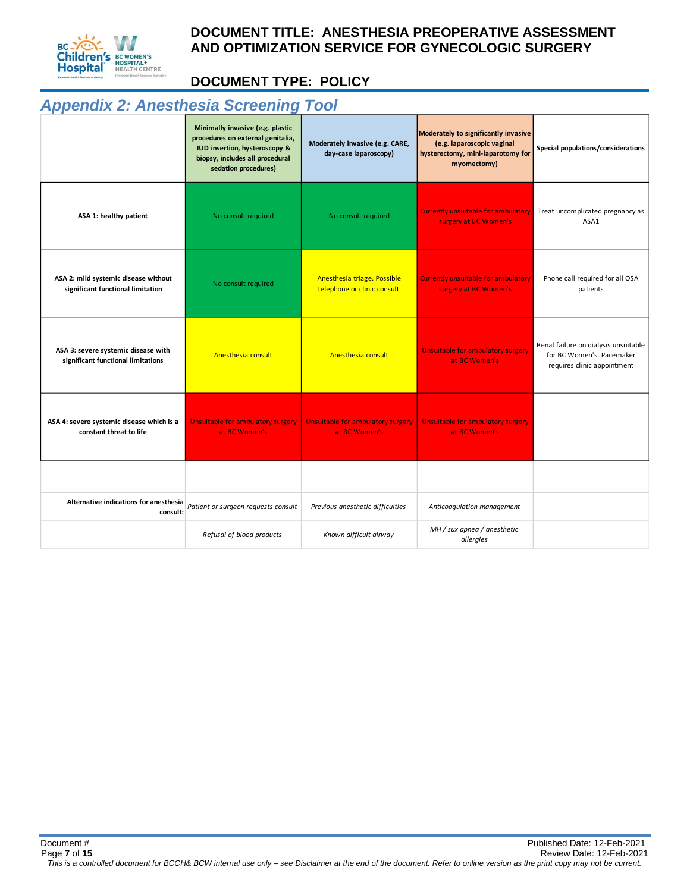## Appendix 2: Anesthesia Screening Tool

| | Minimally invasive (e.g. plastic procedures on external genitalia, IUD insertion, hysteroscopy & biopsy, includes all procedural sedation procedures) | Moderately invasive (e.g. CARE, day-case laparoscopy) | Moderately to significantly invasive (e.g. laparoscopic vaginal hysterectomy, mini-laparotomy for myomectomy) | Special populations/considerations |
|---|---|---|---|---|
| **ASA 1: healthy patient** | No consult required | No consult required | Currently unsuitable for ambulatory surgery at BC Women's | Treat uncomplicated pregnancy as ASA1 |
| **ASA 2: mild systemic disease without significant functional limitation** | No consult required | Anesthesia triage. Possible telephone or clinic consult. | Currently unsuitable for ambulatory surgery at BC Women's | Phone call required for all OSA patients |
| **ASA 3: severe systemic disease with significant functional limitations** | Anesthesia consult | Anesthesia consult | Unsuitable for ambulatory surgery at BC Women's | Renal failure on dialysis unsuitable for BC Women's. Pacemaker requires clinic appointment |
| **ASA 4: severe systemic disease which is a constant threat to life** | Unsuitable for ambulatory surgery at BC Women's | Unsuitable for ambulatory surgery at BC Women's | Unsuitable for ambulatory surgery at BC Women's | |
| | | | | |
| **Alternative indications for anesthesia consult:** | *Patient or surgeon requests consult* | *Previous anesthetic difficulties* | *Anticoagulation management* | |
| | *Refusal of blood products* | *Known difficult airway* | *MH / sux apnea / anesthetic allergies* | |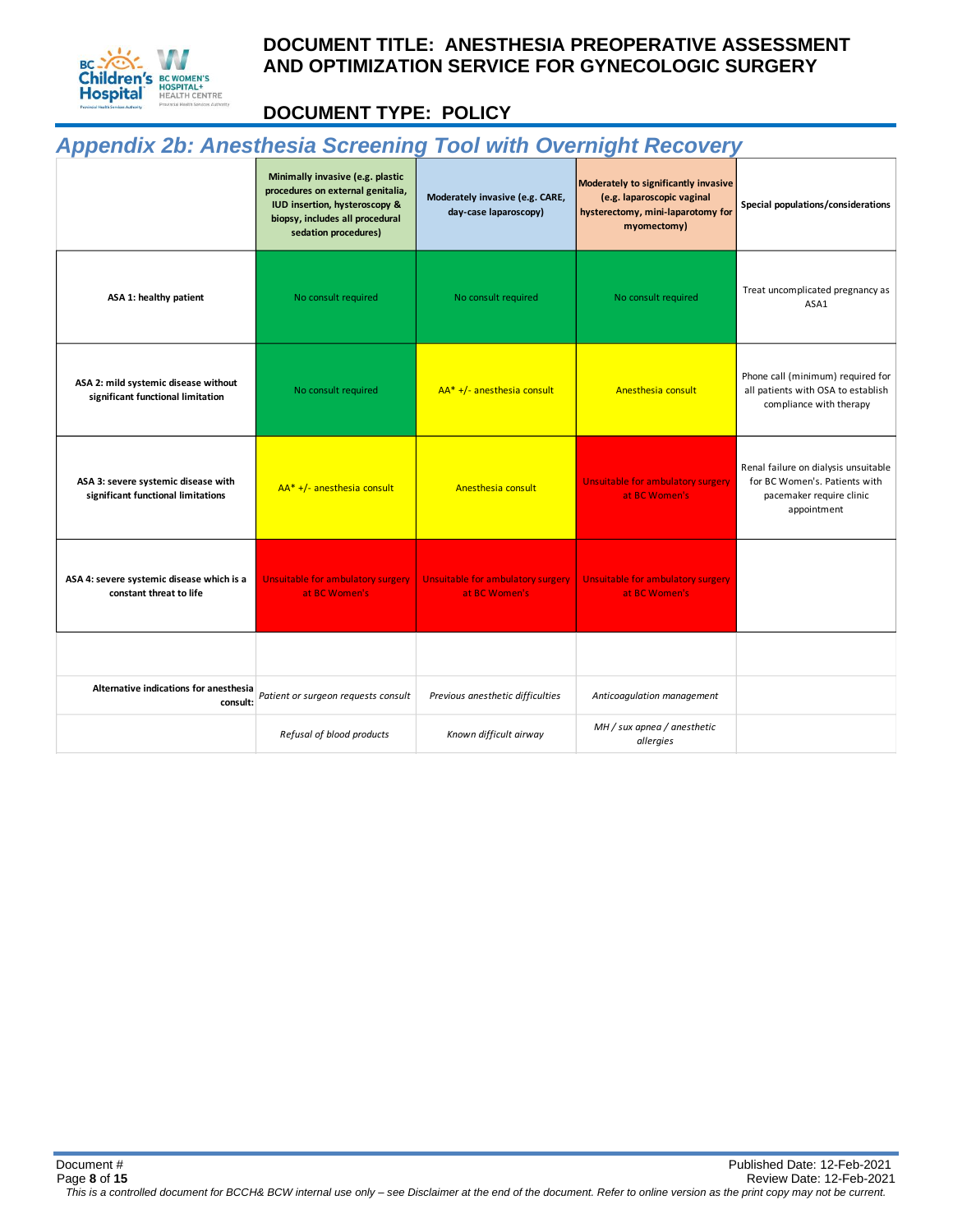## Appendix 2b: Anesthesia Screening Tool with Overnight Recovery

| | Minimally invasive (e.g. plastic procedures on external genitalia, IUD insertion, hysteroscopy & biopsy, includes all procedural sedation procedures) | Moderately invasive (e.g. CARE, day-case laparoscopy) | Moderately to significantly invasive (e.g. laparoscopic vaginal hysterectomy, mini-laparotomy for myomectomy) | Special populations/considerations |
|---|---|---|---|---|
| **ASA 1: healthy patient** | No consult required | No consult required | No consult required | Treat uncomplicated pregnancy as ASA1 |
| **ASA 2: mild systemic disease without significant functional limitation** | No consult required | AA* +/- anesthesia consult | Anesthesia consult | Phone call (minimum) required for all patients with OSA to establish compliance with therapy |
| **ASA 3: severe systemic disease with significant functional limitations** | AA* +/- anesthesia consult | Anesthesia consult | Unsuitable for ambulatory surgery at BC Women's | Renal failure on dialysis unsuitable for BC Women's. Patients with pacemaker require clinic appointment |
| **ASA 4: severe systemic disease which is a constant threat to life** | Unsuitable for ambulatory surgery at BC Women's | Unsuitable for ambulatory surgery at BC Women's | Unsuitable for ambulatory surgery at BC Women's | |
| | | | | |
| **Alternative indications for anesthesia consult:** | *Patient or surgeon requests consult* | *Previous anesthetic difficulties* | *Anticoagulation management* | |
| | *Refusal of blood products* | *Known difficult airway* | *MH / sux apnea / anesthetic allergies* | |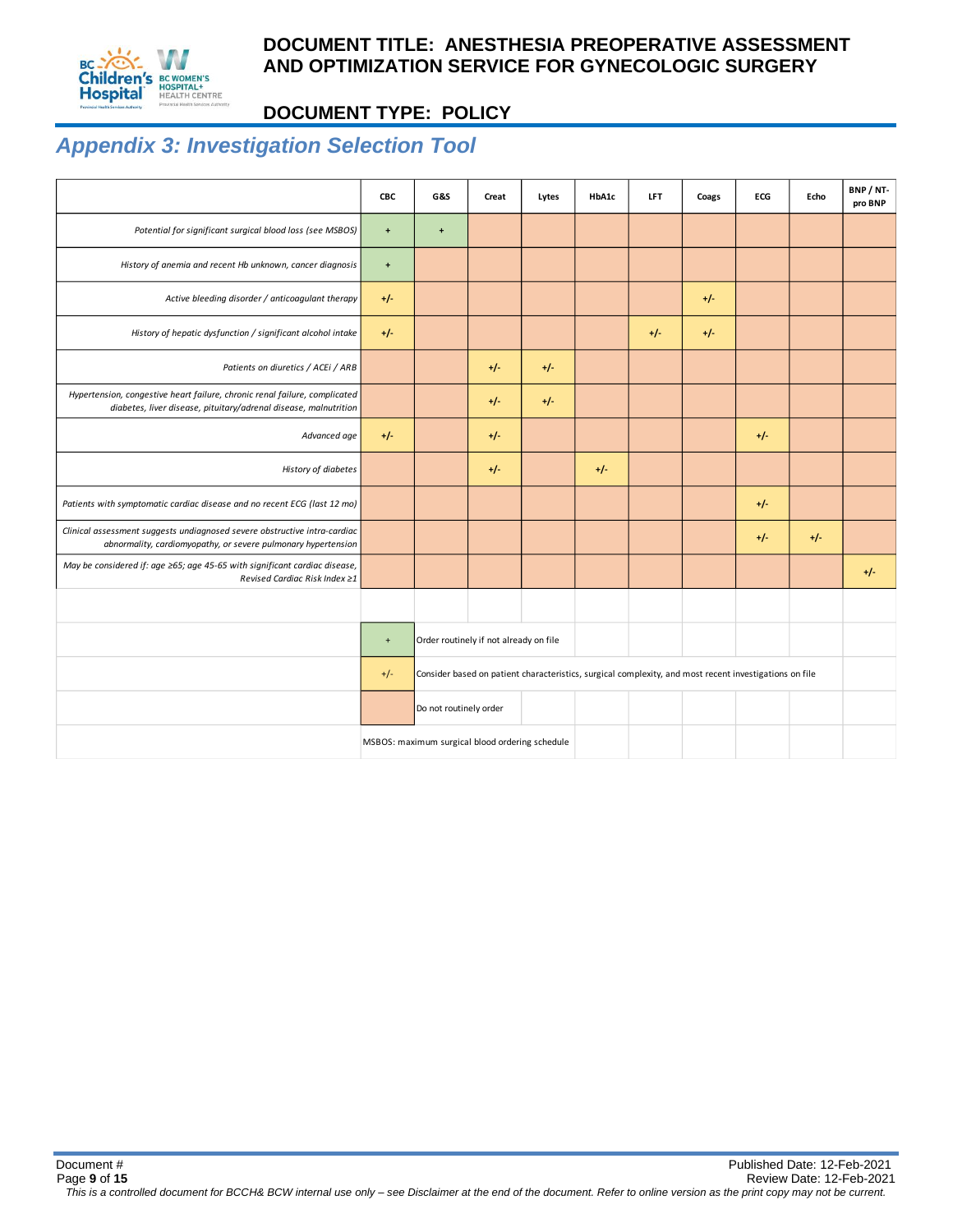## Appendix 3: Investigation Selection Tool

| | CBC | G&S | Creat | Lytes | HbA1c | LFT | Coags | ECG | Echo | BNP / NT-pro BNP |
|---|---|---|---|---|---|---|---|---|---|---|
| *Potential for significant surgical blood loss (see MSBOS)* | + | + | | | | | | | | |
| *History of anemia and recent Hb unknown, cancer diagnosis* | + | | | | | | | | | |
| *Active bleeding disorder / anticoagulant therapy* | +/- | | | | | | +/- | | | |
| *History of hepatic dysfunction / significant alcohol intake* | +/- | | | | | +/- | +/- | | | |
| *Patients on diuretics / ACEi / ARB* | | | +/- | +/- | | | | | | |
| *Hypertension, congestive heart failure, chronic renal failure, complicated diabetes, liver disease, pituitary/adrenal disease, malnutrition* | | | +/- | +/- | | | | | | |
| *Advanced age* | +/- | | +/- | | | | | +/- | | |
| *History of diabetes* | | | +/- | | +/- | | | | | |
| *Patients with symptomatic cardiac disease and no recent ECG (last 12 mo)* | | | | | | | | +/- | | |
| *Clinical assessment suggests undiagnosed severe obstructive intra-cardiac abnormality, cardiomyopathy, or severe pulmonary hypertension* | | | | | | | | +/- | +/- | |
| *May be considered if: age ≥65; age 45-65 with significant cardiac disease, Revised Cardiac Risk Index ≥1* | | | | | | | | | | +/- |

| | |
|---|---|
| + | Order routinely if not already on file |
| +/- | Consider based on patient characteristics, surgical complexity, and most recent investigations on file |
| (shaded) | Do not routinely order |

MSBOS: maximum surgical blood ordering schedule